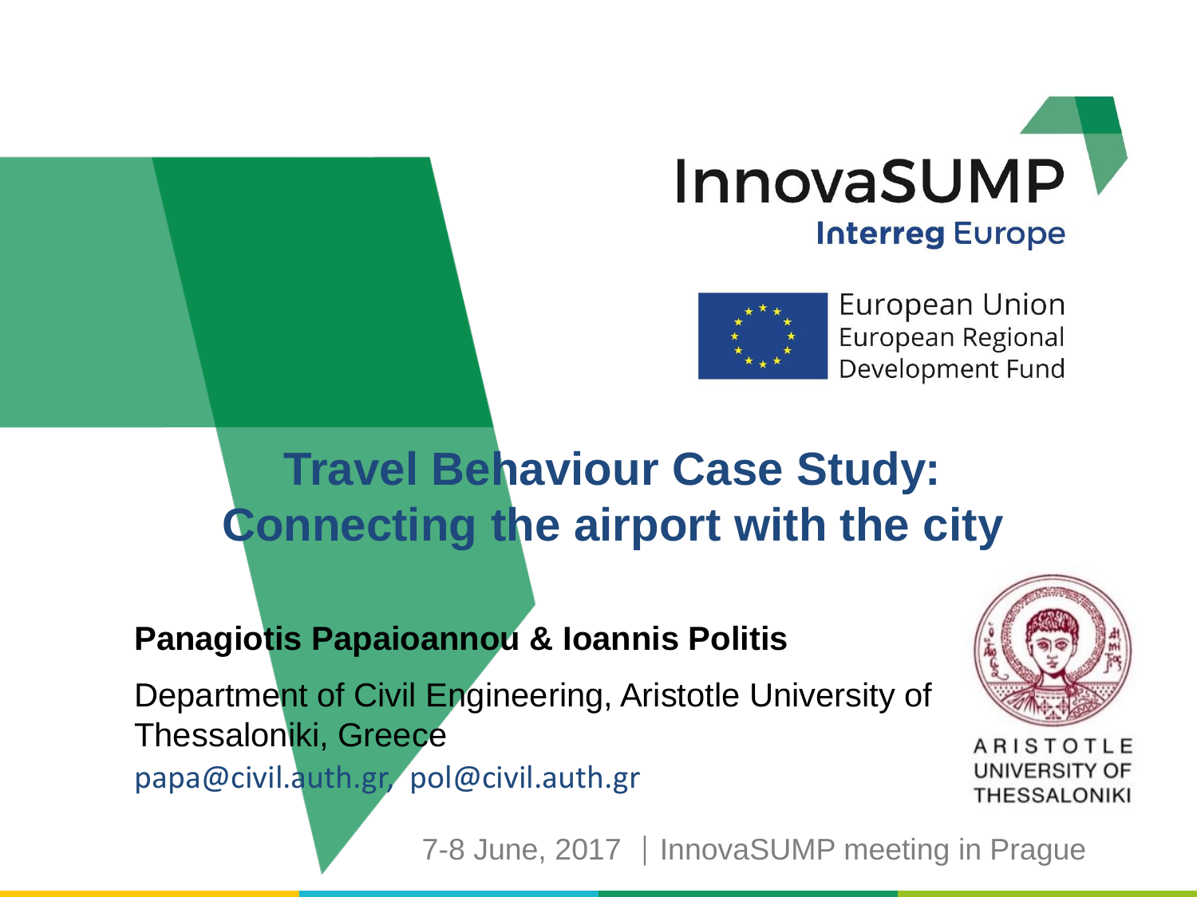InnovaSUMP

Interreg Europe

European Union
European Regional Development Fund

# Travel Behaviour Case Study: Connecting the airport with the city

**Panagiotis Papaioannou & Ioannis Politis**

Department of Civil Engineering, Aristotle University of Thessaloniki, Greece

papa@civil.auth.gr, pol@civil.auth.gr

ARISTOTLE UNIVERSITY OF THESSALONIKI

7-8 June, 2017 | InnovaSUMP meeting in Prague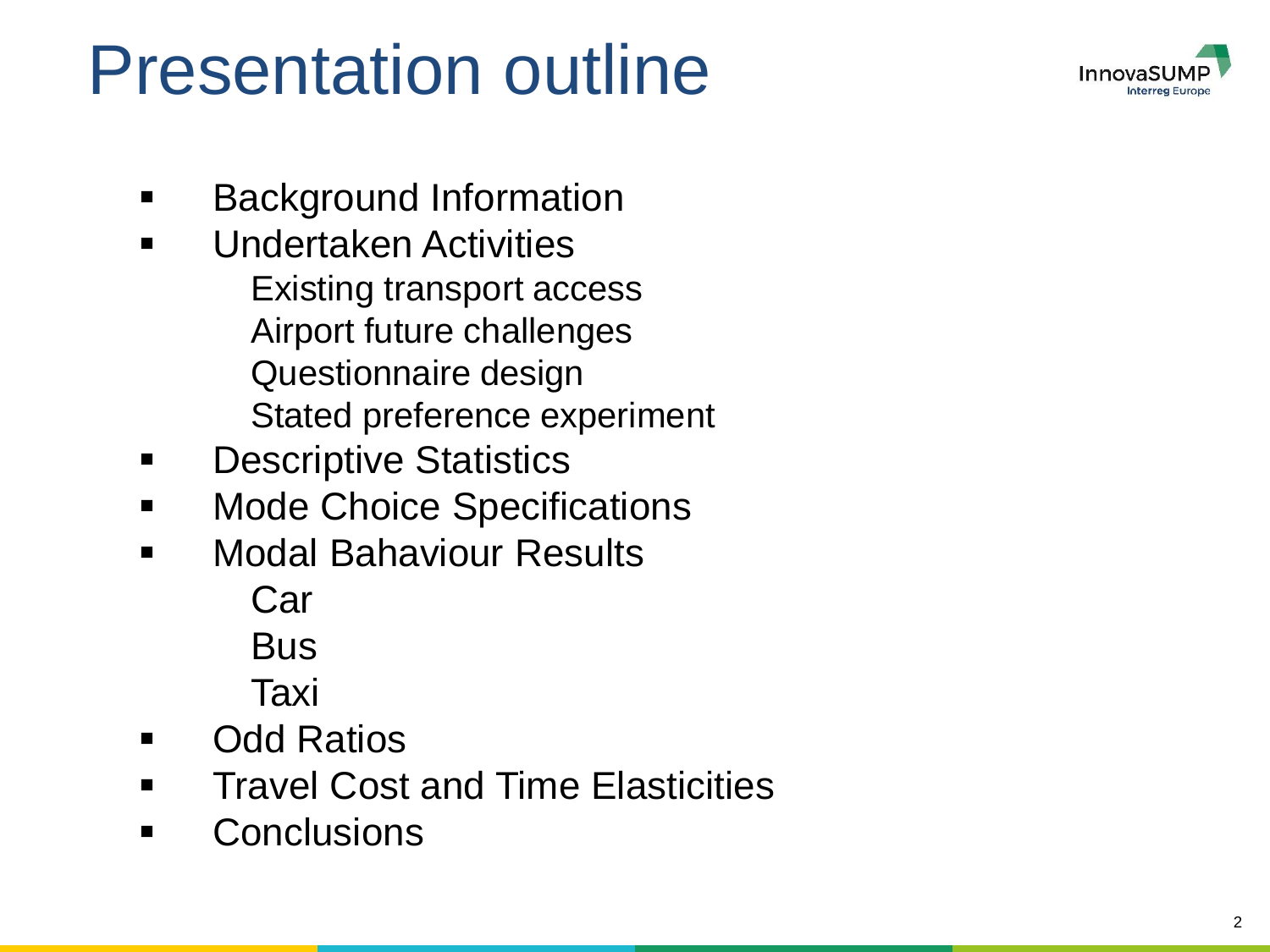# Presentation outline

- Background Information
- Undertaken Activities
  - Existing transport access
  - Airport future challenges
  - Questionnaire design
  - Stated preference experiment
- Descriptive Statistics
- Mode Choice Specifications
- Modal Bahaviour Results
  - Car
  - Bus
  - Taxi
- Odd Ratios
- Travel Cost and Time Elasticities
- Conclusions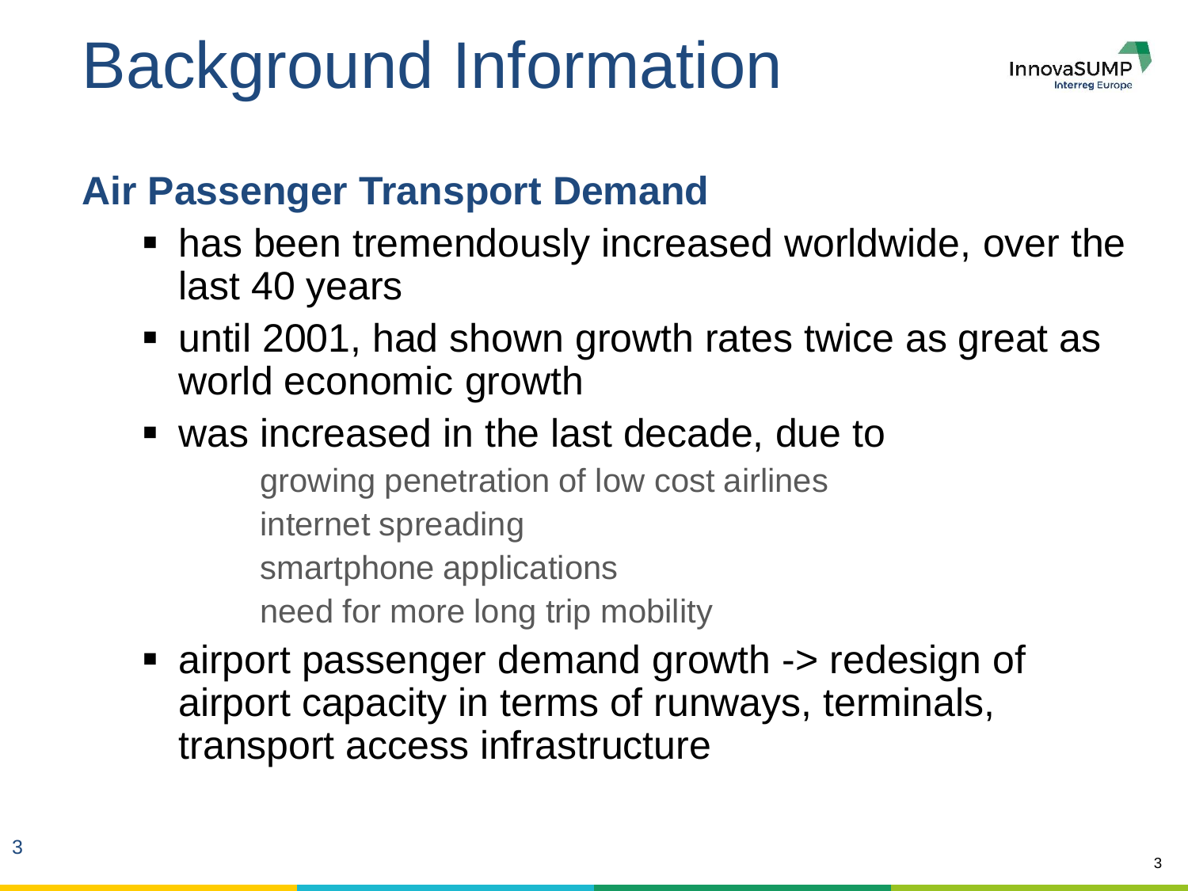# Background Information

## Air Passenger Transport Demand

- has been tremendously increased worldwide, over the last 40 years
- until 2001, had shown growth rates twice as great as world economic growth
- was increased in the last decade, due to
  - growing penetration of low cost airlines
  - internet spreading
  - smartphone applications
  - need for more long trip mobility
- airport passenger demand growth -> redesign of airport capacity in terms of runways, terminals, transport access infrastructure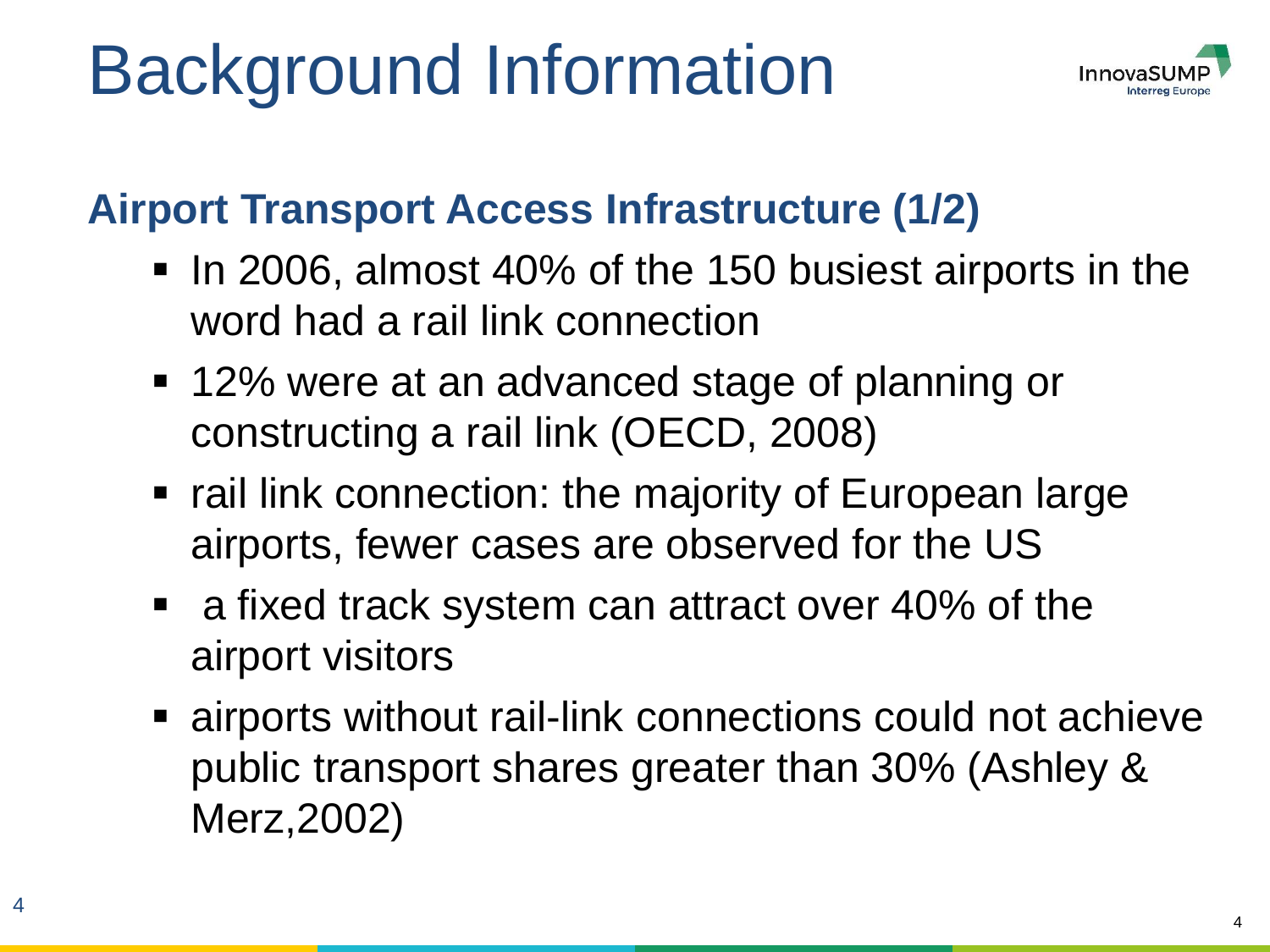# Background Information

## Airport Transport Access Infrastructure (1/2)

- In 2006, almost 40% of the 150 busiest airports in the word had a rail link connection
- 12% were at an advanced stage of planning or constructing a rail link (OECD, 2008)
- rail link connection: the majority of European large airports, fewer cases are observed for the US
- a fixed track system can attract over 40% of the airport visitors
- airports without rail-link connections could not achieve public transport shares greater than 30% (Ashley & Merz,2002)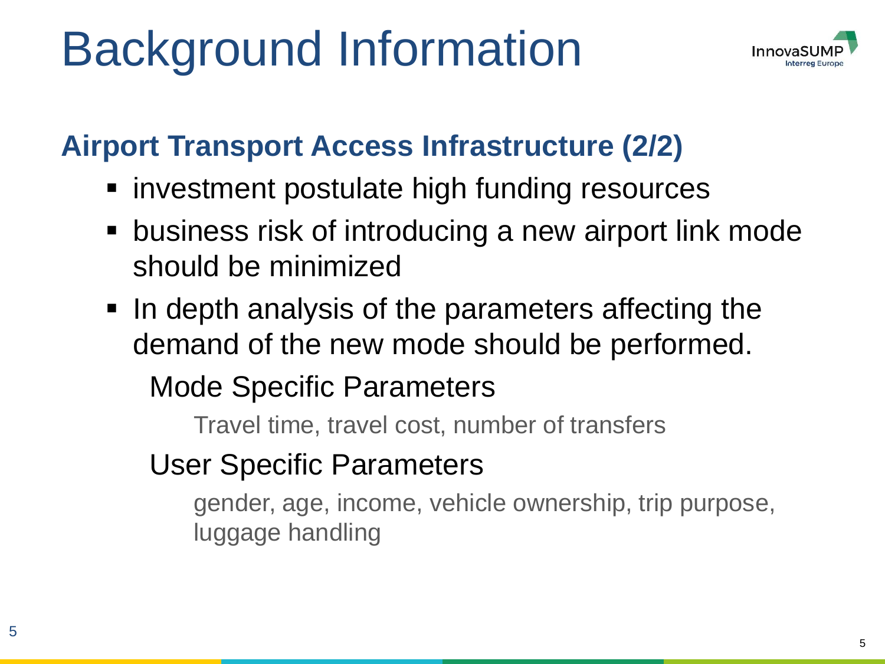# Background Information

## Airport Transport Access Infrastructure (2/2)

- investment postulate high funding resources
- business risk of introducing a new airport link mode should be minimized
- In depth analysis of the parameters affecting the demand of the new mode should be performed.
  - Mode Specific Parameters
    - Travel time, travel cost, number of transfers
  - User Specific Parameters
    - gender, age, income, vehicle ownership, trip purpose, luggage handling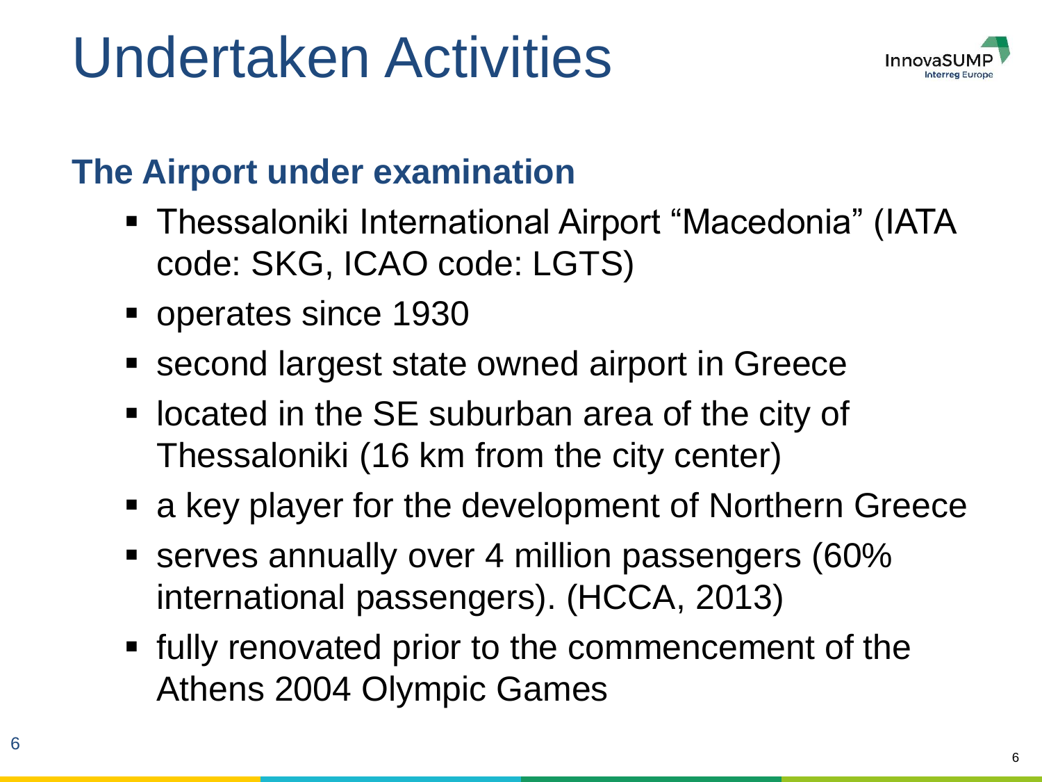# Undertaken Activities

## The Airport under examination

- Thessaloniki International Airport “Macedonia” (IATA code: SKG, ICAO code: LGTS)
- operates since 1930
- second largest state owned airport in Greece
- located in the SE suburban area of the city of Thessaloniki (16 km from the city center)
- a key player for the development of Northern Greece
- serves annually over 4 million passengers (60% international passengers). (HCCA, 2013)
- fully renovated prior to the commencement of the Athens 2004 Olympic Games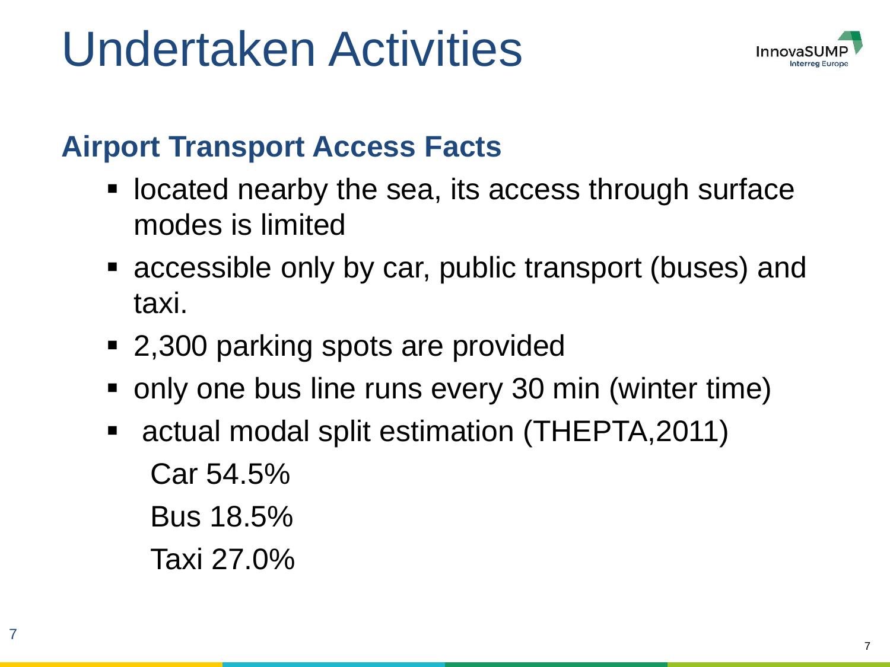# Undertaken Activities

## Airport Transport Access Facts

- located nearby the sea, its access through surface modes is limited
- accessible only by car, public transport (buses) and taxi.
- 2,300 parking spots are provided
- only one bus line runs every 30 min (winter time)
- actual modal split estimation (THEPTA,2011)

  Car 54.5%

  Bus 18.5%

  Taxi 27.0%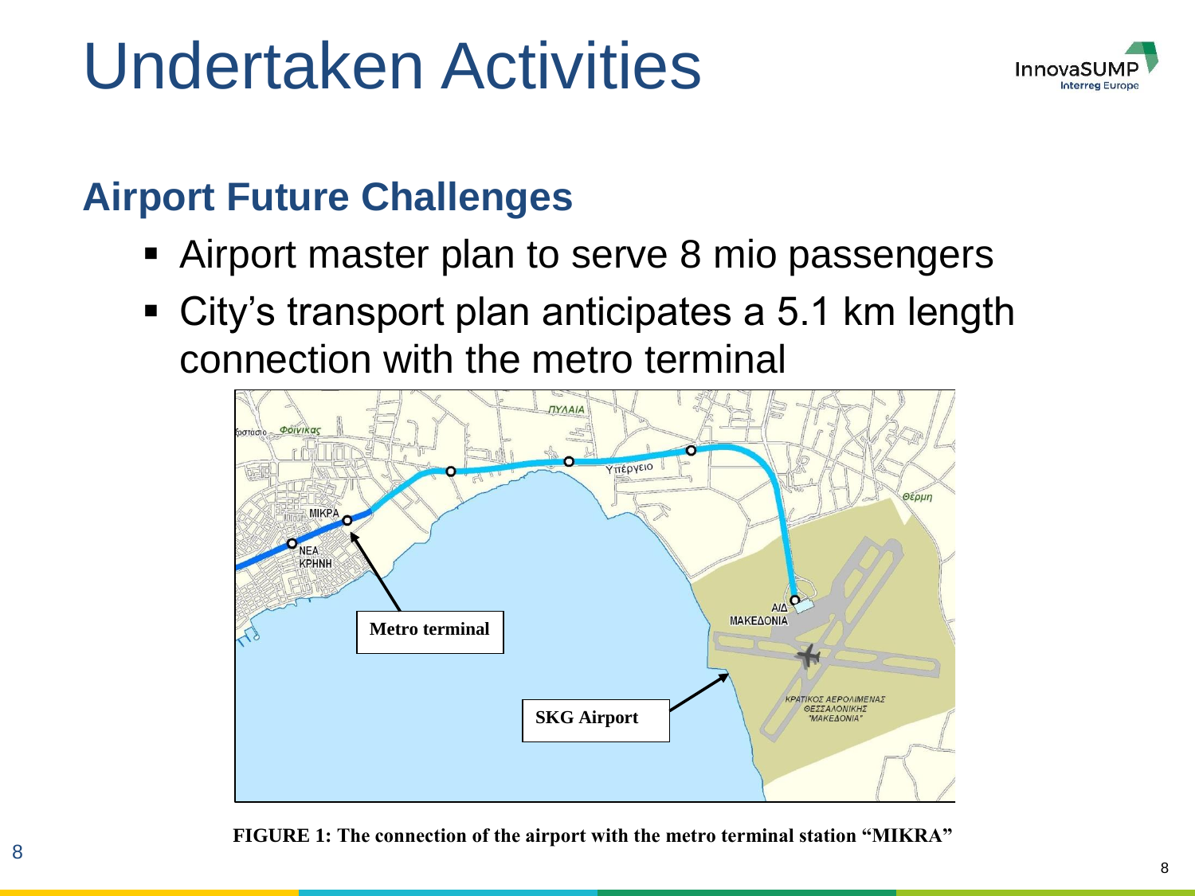# Undertaken Activities

## Airport Future Challenges

- Airport master plan to serve 8 mio passengers
- City's transport plan anticipates a 5.1 km length connection with the metro terminal

**FIGURE 1: The connection of the airport with the metro terminal station "MIKRA"**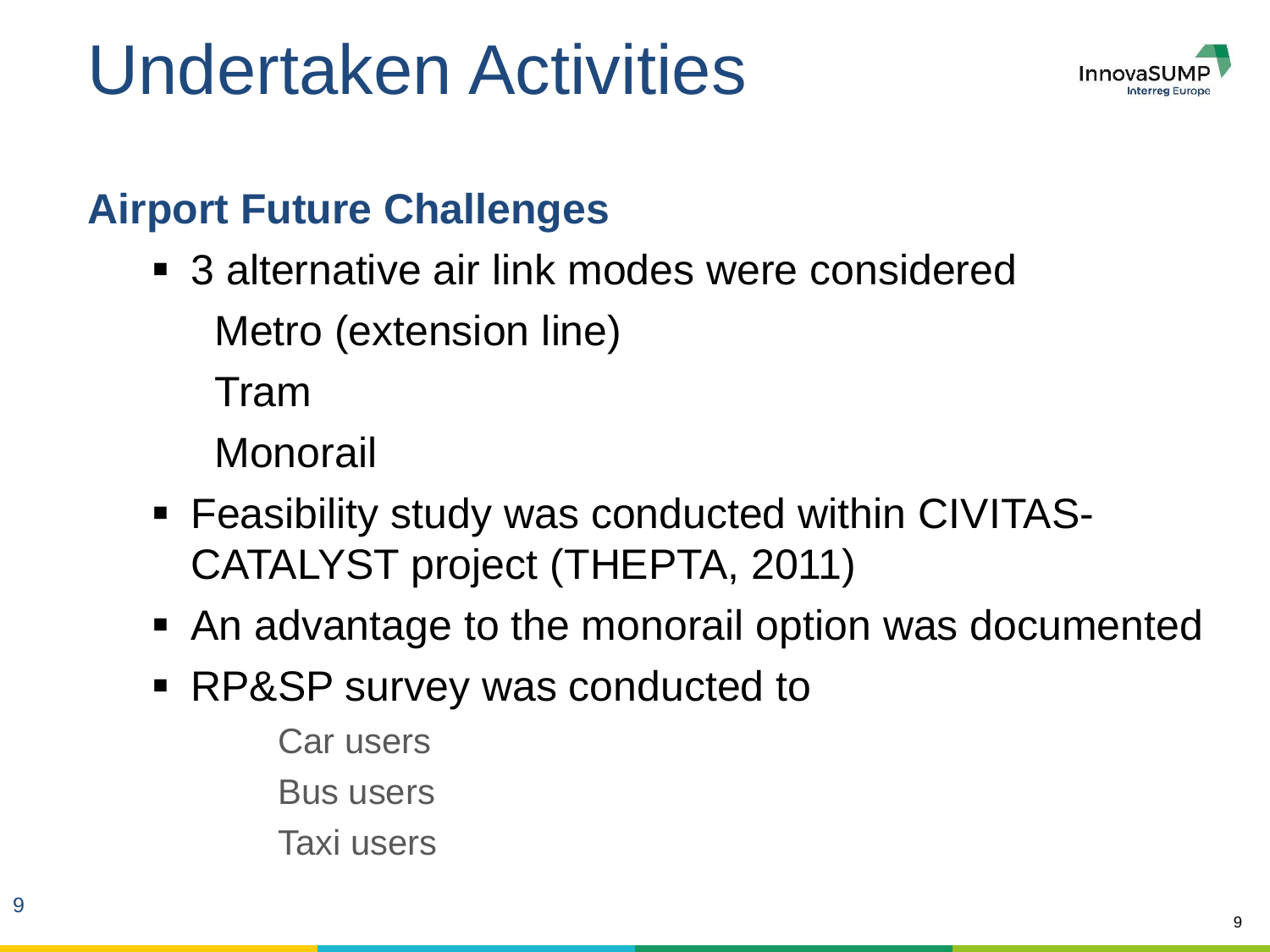# Undertaken Activities

## Airport Future Challenges

- 3 alternative air link modes were considered
  - Metro (extension line)
  - Tram
  - Monorail
- Feasibility study was conducted within CIVITAS-CATALYST project (THEPTA, 2011)
- An advantage to the monorail option was documented
- RP&SP survey was conducted to
  - Car users
  - Bus users
  - Taxi users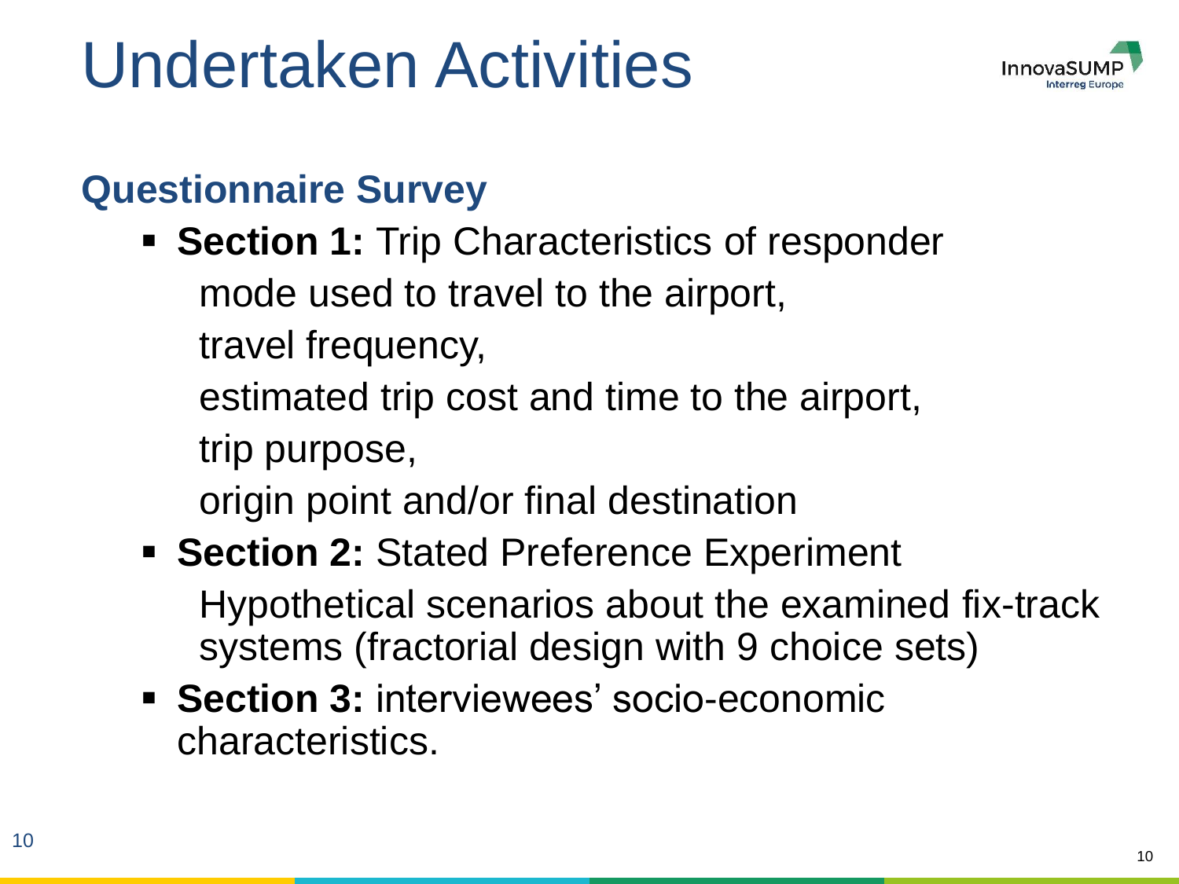# Undertaken Activities

## Questionnaire Survey

- **Section 1:** Trip Characteristics of responder
  mode used to travel to the airport,
  travel frequency,
  estimated trip cost and time to the airport,
  trip purpose,
  origin point and/or final destination
- **Section 2:** Stated Preference Experiment
  Hypothetical scenarios about the examined fix-track systems (fractorial design with 9 choice sets)
- **Section 3:** interviewees' socio-economic characteristics.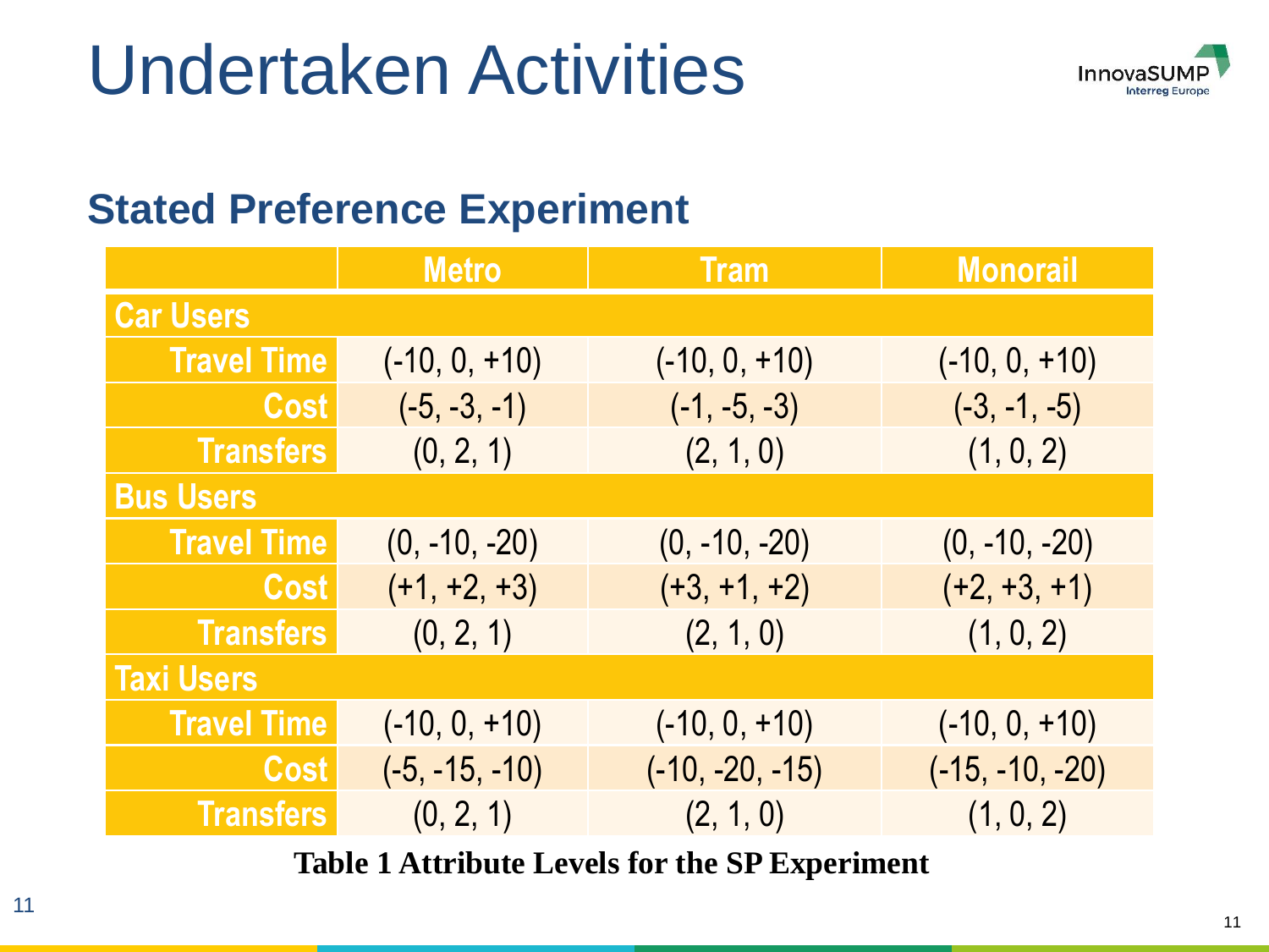# Undertaken Activities

## Stated Preference Experiment

| | Metro | Tram | Monorail |
|---|---|---|---|
| **Car Users** | | | |
| Travel Time | (-10, 0, +10) | (-10, 0, +10) | (-10, 0, +10) |
| Cost | (-5, -3, -1) | (-1, -5, -3) | (-3, -1, -5) |
| Transfers | (0, 2, 1) | (2, 1, 0) | (1, 0, 2) |
| **Bus Users** | | | |
| Travel Time | (0, -10, -20) | (0, -10, -20) | (0, -10, -20) |
| Cost | (+1, +2, +3) | (+3, +1, +2) | (+2, +3, +1) |
| Transfers | (0, 2, 1) | (2, 1, 0) | (1, 0, 2) |
| **Taxi Users** | | | |
| Travel Time | (-10, 0, +10) | (-10, 0, +10) | (-10, 0, +10) |
| Cost | (-5, -15, -10) | (-10, -20, -15) | (-15, -10, -20) |
| Transfers | (0, 2, 1) | (2, 1, 0) | (1, 0, 2) |

**Table 1 Attribute Levels for the SP Experiment**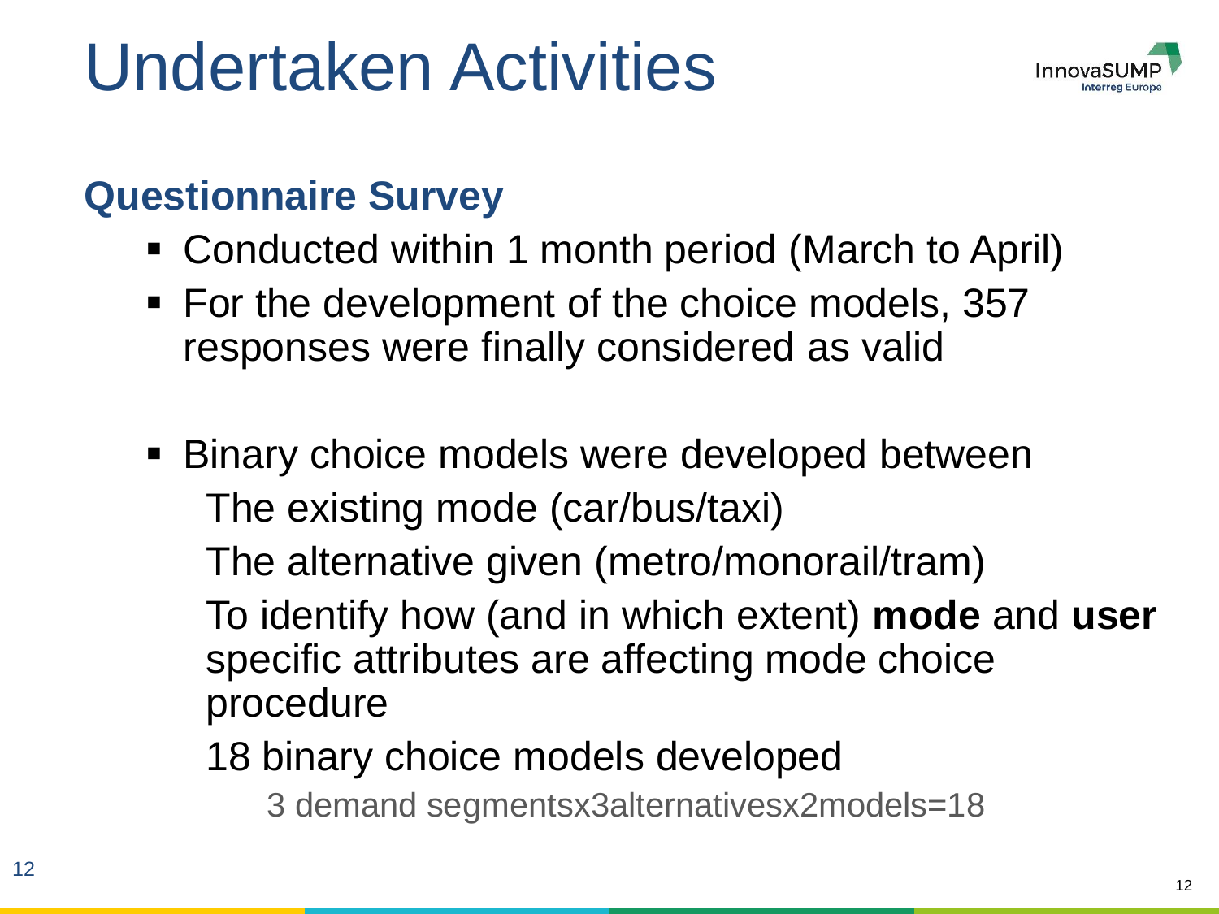# Undertaken Activities

## Questionnaire Survey

- Conducted within 1 month period (March to April)
- For the development of the choice models, 357 responses were finally considered as valid

- Binary choice models were developed between
  - The existing mode (car/bus/taxi)
  - The alternative given (metro/monorail/tram)
  - To identify how (and in which extent) **mode** and **user** specific attributes are affecting mode choice procedure
  - 18 binary choice models developed
    - 3 demand segmentsx3alternativesx2models=18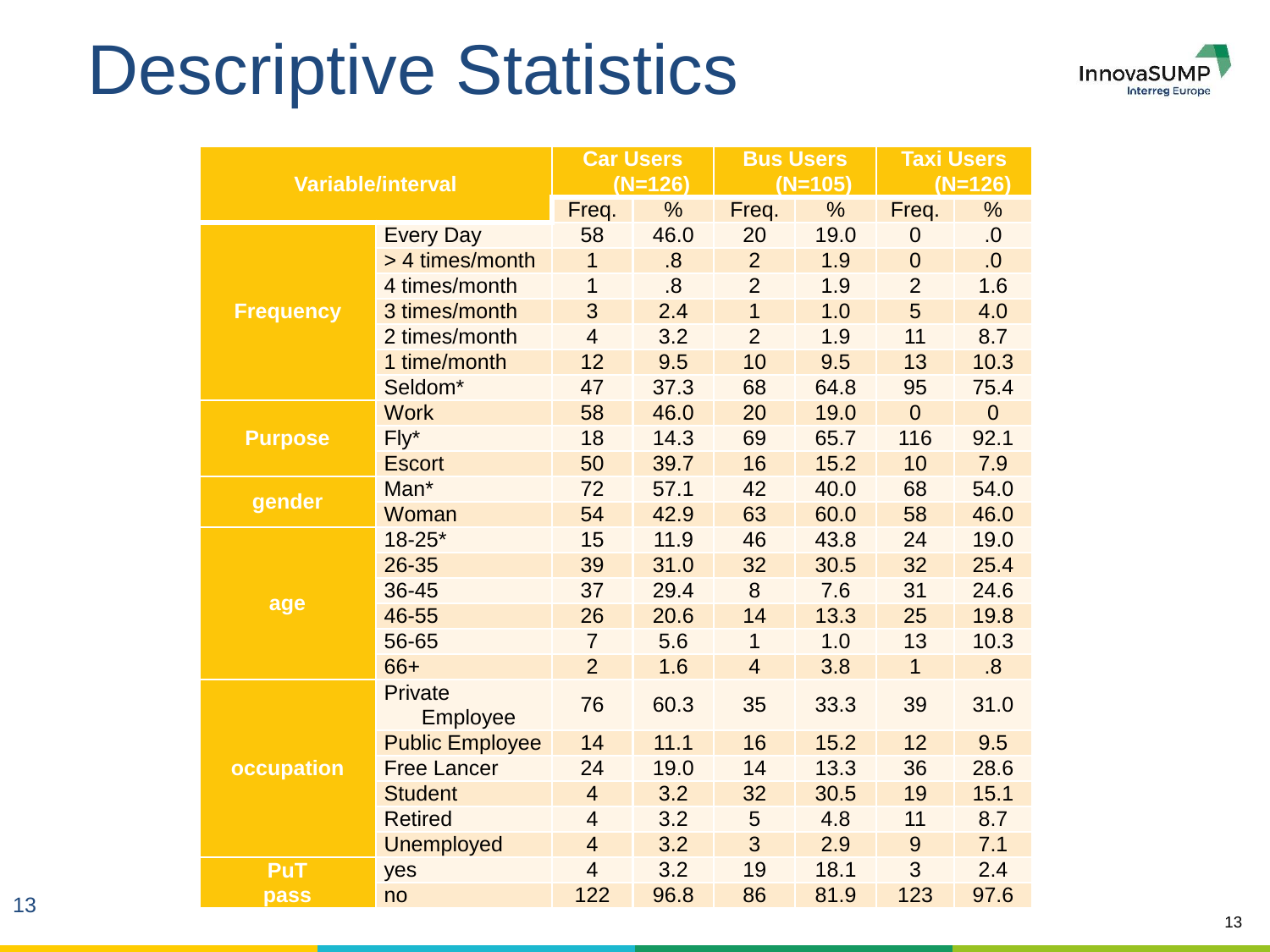# Descriptive Statistics

| Variable/interval | | Car Users (N=126) | | Bus Users (N=105) | | Taxi Users (N=126) | |
|---|---|---|---|---|---|---|---|
| | | Freq. | % | Freq. | % | Freq. | % |
| Frequency | Every Day | 58 | 46.0 | 20 | 19.0 | 0 | .0 |
| | > 4 times/month | 1 | .8 | 2 | 1.9 | 0 | .0 |
| | 4 times/month | 1 | .8 | 2 | 1.9 | 2 | 1.6 |
| | 3 times/month | 3 | 2.4 | 1 | 1.0 | 5 | 4.0 |
| | 2 times/month | 4 | 3.2 | 2 | 1.9 | 11 | 8.7 |
| | 1 time/month | 12 | 9.5 | 10 | 9.5 | 13 | 10.3 |
| | Seldom* | 47 | 37.3 | 68 | 64.8 | 95 | 75.4 |
| Purpose | Work | 58 | 46.0 | 20 | 19.0 | 0 | 0 |
| | Fly* | 18 | 14.3 | 69 | 65.7 | 116 | 92.1 |
| | Escort | 50 | 39.7 | 16 | 15.2 | 10 | 7.9 |
| gender | Man* | 72 | 57.1 | 42 | 40.0 | 68 | 54.0 |
| | Woman | 54 | 42.9 | 63 | 60.0 | 58 | 46.0 |
| age | 18-25* | 15 | 11.9 | 46 | 43.8 | 24 | 19.0 |
| | 26-35 | 39 | 31.0 | 32 | 30.5 | 32 | 25.4 |
| | 36-45 | 37 | 29.4 | 8 | 7.6 | 31 | 24.6 |
| | 46-55 | 26 | 20.6 | 14 | 13.3 | 25 | 19.8 |
| | 56-65 | 7 | 5.6 | 1 | 1.0 | 13 | 10.3 |
| | 66+ | 2 | 1.6 | 4 | 3.8 | 1 | .8 |
| occupation | Private Employee | 76 | 60.3 | 35 | 33.3 | 39 | 31.0 |
| | Public Employee | 14 | 11.1 | 16 | 15.2 | 12 | 9.5 |
| | Free Lancer | 24 | 19.0 | 14 | 13.3 | 36 | 28.6 |
| | Student | 4 | 3.2 | 32 | 30.5 | 19 | 15.1 |
| | Retired | 4 | 3.2 | 5 | 4.8 | 11 | 8.7 |
| | Unemployed | 4 | 3.2 | 3 | 2.9 | 9 | 7.1 |
| PuT pass | yes | 4 | 3.2 | 19 | 18.1 | 3 | 2.4 |
| | no | 122 | 96.8 | 86 | 81.9 | 123 | 97.6 |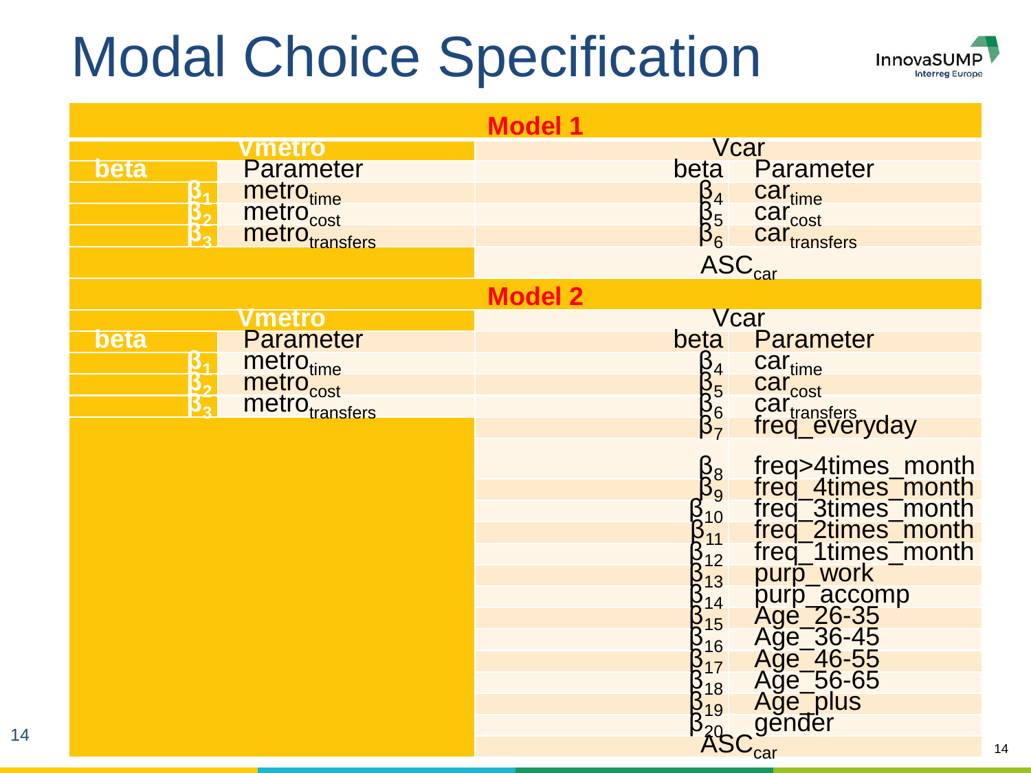# Modal Choice Specification

**Model 1**

| Vmetro | | Vcar | |
|---|---|---|---|
| **beta** | Parameter | beta | Parameter |
| $\beta_1$ | $metro_{time}$ | $\beta_4$ | $car_{time}$ |
| $\beta_2$ | $metro_{cost}$ | $\beta_5$ | $car_{cost}$ |
| $\beta_3$ | $metro_{transfers}$ | $\beta_6$ | $car_{transfers}$ |
| | | $ASC_{car}$ | |

**Model 2**

| Vmetro | | Vcar | |
|---|---|---|---|
| **beta** | Parameter | beta | Parameter |
| $\beta_1$ | $metro_{time}$ | $\beta_4$ | $car_{time}$ |
| $\beta_2$ | $metro_{cost}$ | $\beta_5$ | $car_{cost}$ |
| $\beta_3$ | $metro_{transfers}$ | $\beta_6$ | $car_{transfers}$ |
| | | $\beta_7$ | freq_everyday |
| | | $\beta_8$ | freq>4times_month |
| | | $\beta_9$ | freq_4times_month |
| | | $\beta_{10}$ | freq_3times_month |
| | | $\beta_{11}$ | freq_2times_month |
| | | $\beta_{12}$ | freq_1times_month |
| | | $\beta_{13}$ | purp_work |
| | | $\beta_{14}$ | purp_accomp |
| | | $\beta_{15}$ | Age_26-35 |
| | | $\beta_{16}$ | Age_36-45 |
| | | $\beta_{17}$ | Age_46-55 |
| | | $\beta_{18}$ | Age_56-65 |
| | | $\beta_{19}$ | Age_plus |
| | | $\beta_{20}$ | gender |
| | | $ASC_{car}$ | |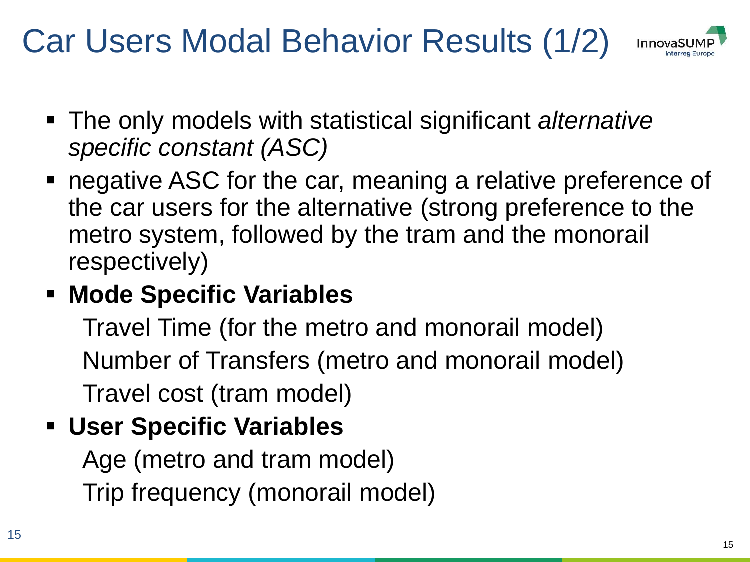# Car Users Modal Behavior Results (1/2)

- The only models with statistical significant *alternative specific constant (ASC)*
- negative ASC for the car, meaning a relative preference of the car users for the alternative (strong preference to the metro system, followed by the tram and the monorail respectively)
- **Mode Specific Variables**

  Travel Time (for the metro and monorail model)

  Number of Transfers (metro and monorail model)

  Travel cost (tram model)
- **User Specific Variables**

  Age (metro and tram model)

  Trip frequency (monorail model)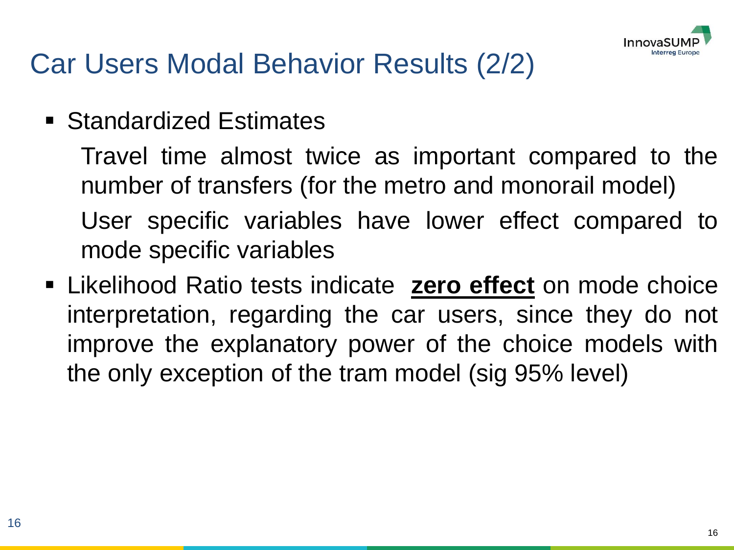# Car Users Modal Behavior Results (2/2)

- Standardized Estimates

  Travel time almost twice as important compared to the number of transfers (for the metro and monorail model)

  User specific variables have lower effect compared to mode specific variables

- Likelihood Ratio tests indicate **zero effect** on mode choice interpretation, regarding the car users, since they do not improve the explanatory power of the choice models with the only exception of the tram model (sig 95% level)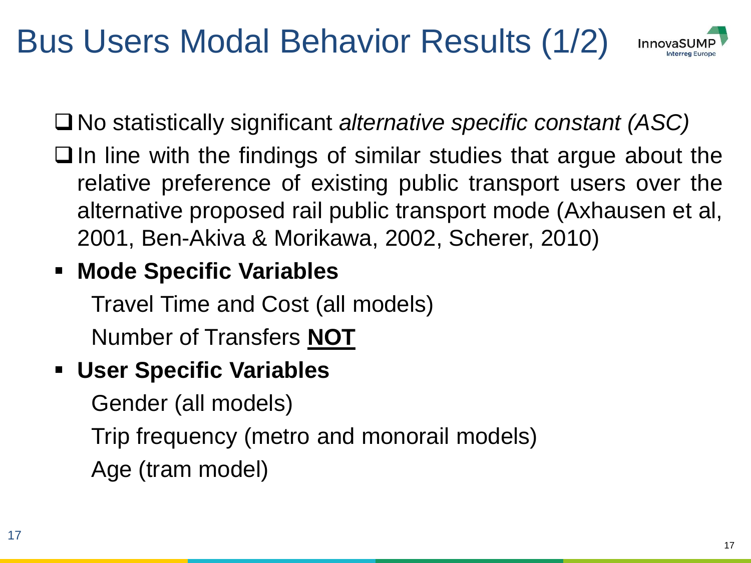# Bus Users Modal Behavior Results (1/2)

- No statistically significant *alternative specific constant (ASC)*
- In line with the findings of similar studies that argue about the relative preference of existing public transport users over the alternative proposed rail public transport mode (Axhausen et al, 2001, Ben-Akiva & Morikawa, 2002, Scherer, 2010)

- **Mode Specific Variables**

  Travel Time and Cost (all models)

  Number of Transfers **NOT**

- **User Specific Variables**

  Gender (all models)

  Trip frequency (metro and monorail models)

  Age (tram model)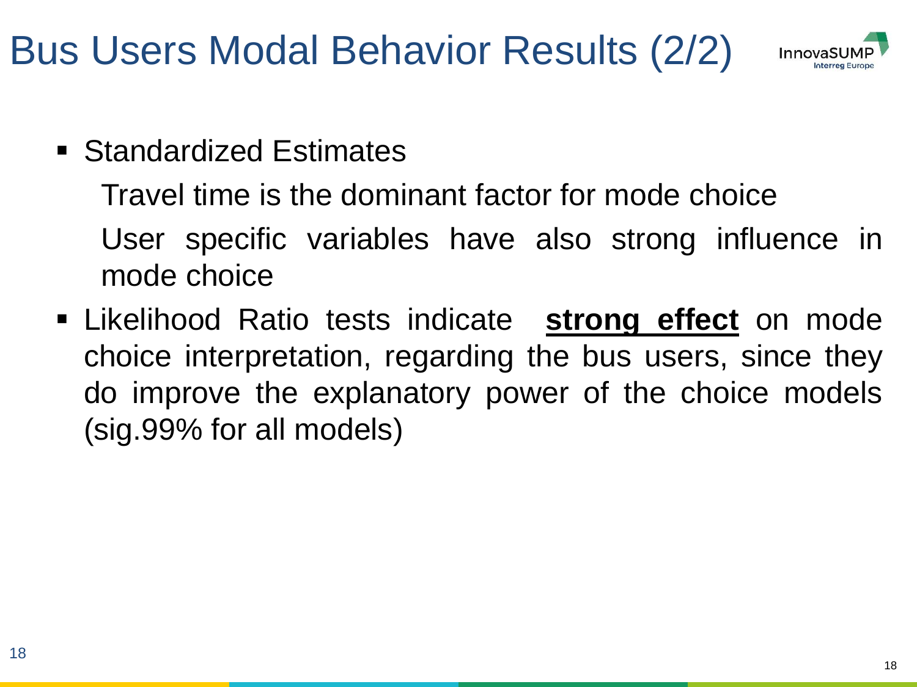# Bus Users Modal Behavior Results (2/2)

- Standardized Estimates

  Travel time is the dominant factor for mode choice

  User specific variables have also strong influence in mode choice

- Likelihood Ratio tests indicate **strong effect** on mode choice interpretation, regarding the bus users, since they do improve the explanatory power of the choice models (sig.99% for all models)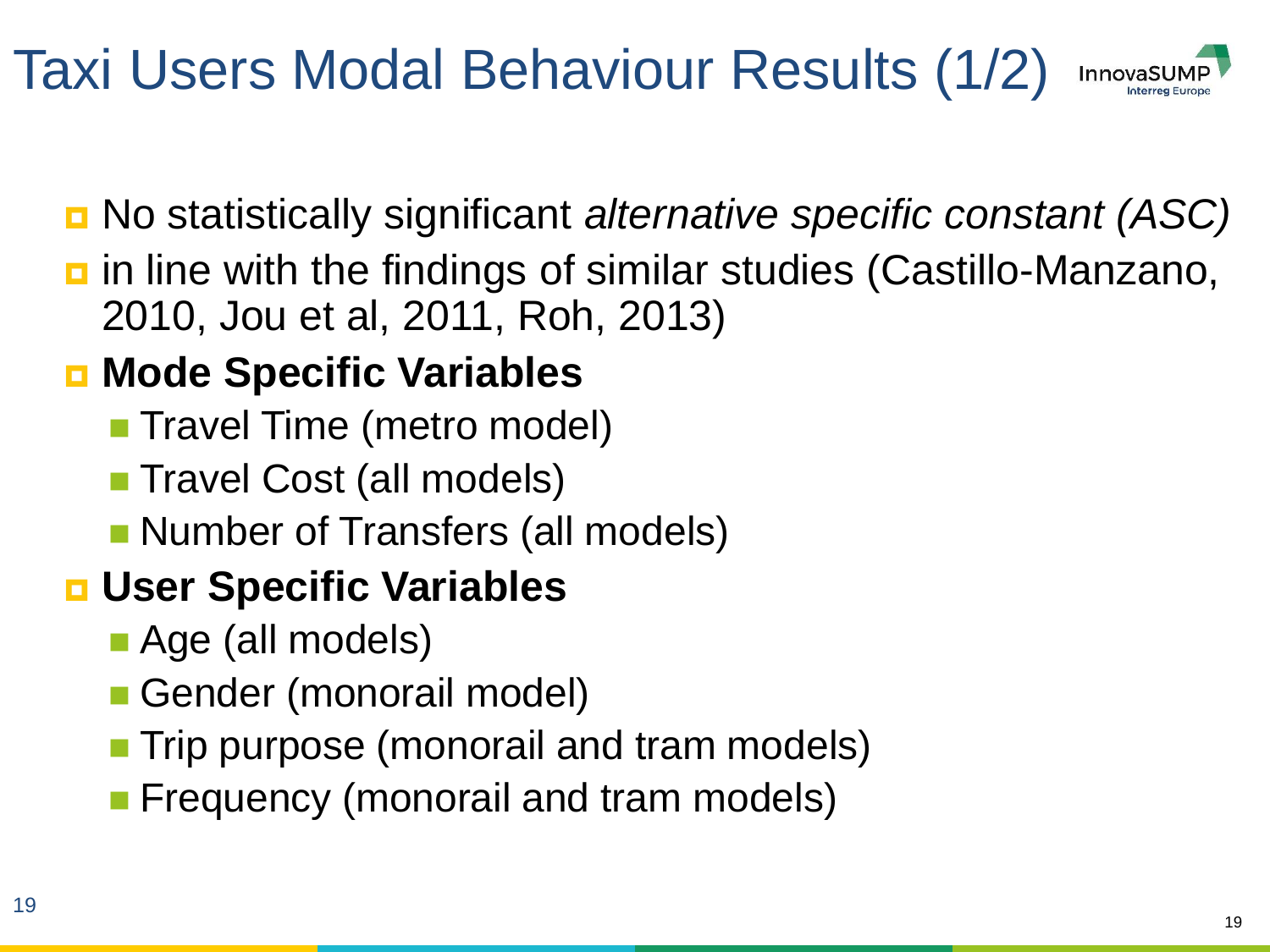# Taxi Users Modal Behaviour Results (1/2)

- No statistically significant *alternative specific constant (ASC)*
- in line with the findings of similar studies (Castillo-Manzano, 2010, Jou et al, 2011, Roh, 2013)
- **Mode Specific Variables**
  - Travel Time (metro model)
  - Travel Cost (all models)
  - Number of Transfers (all models)
- **User Specific Variables**
  - Age (all models)
  - Gender (monorail model)
  - Trip purpose (monorail and tram models)
  - Frequency (monorail and tram models)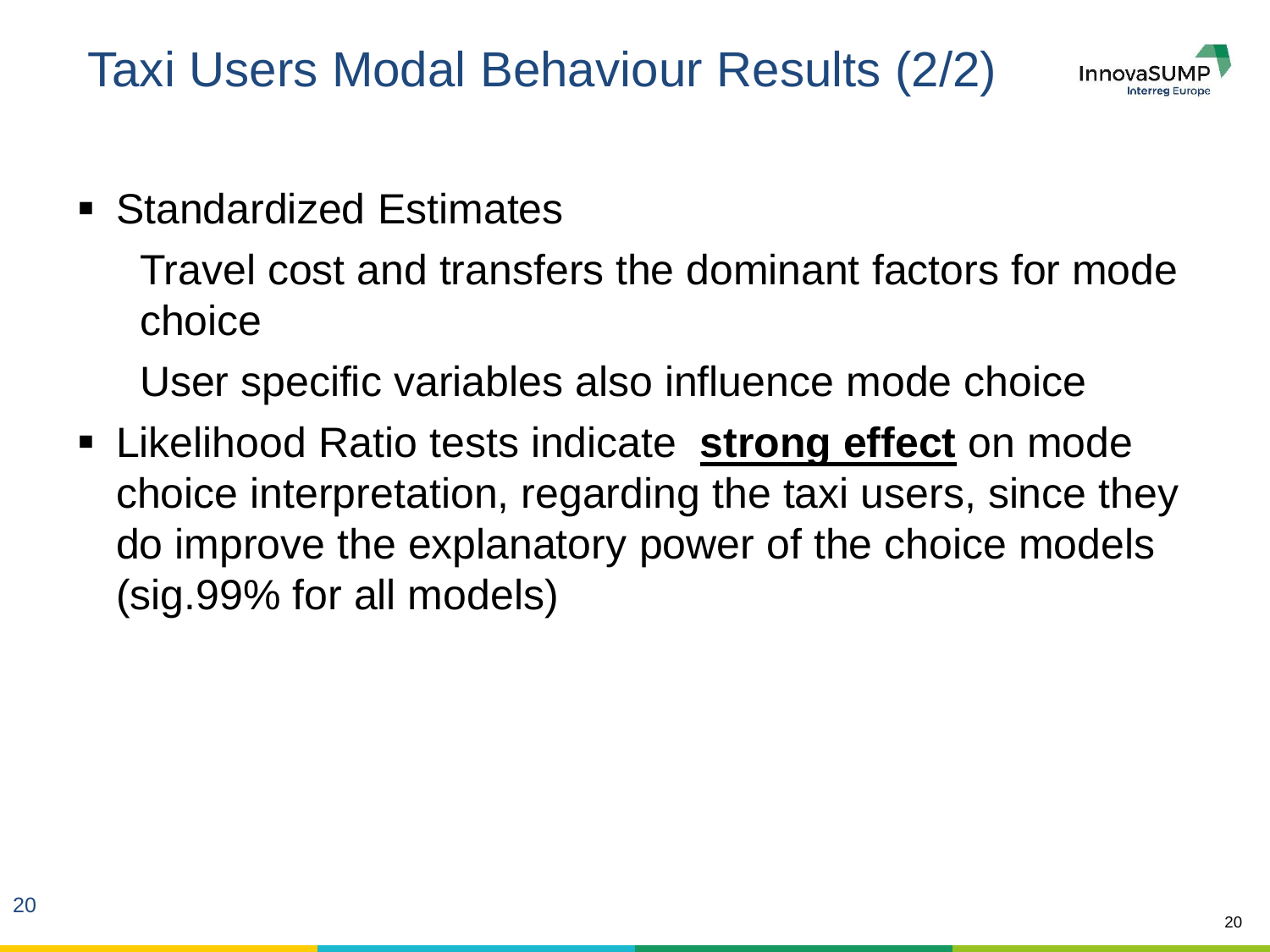# Taxi Users Modal Behaviour Results (2/2)

- Standardized Estimates

  Travel cost and transfers the dominant factors for mode choice

  User specific variables also influence mode choice

- Likelihood Ratio tests indicate **strong effect** on mode choice interpretation, regarding the taxi users, since they do improve the explanatory power of the choice models (sig.99% for all models)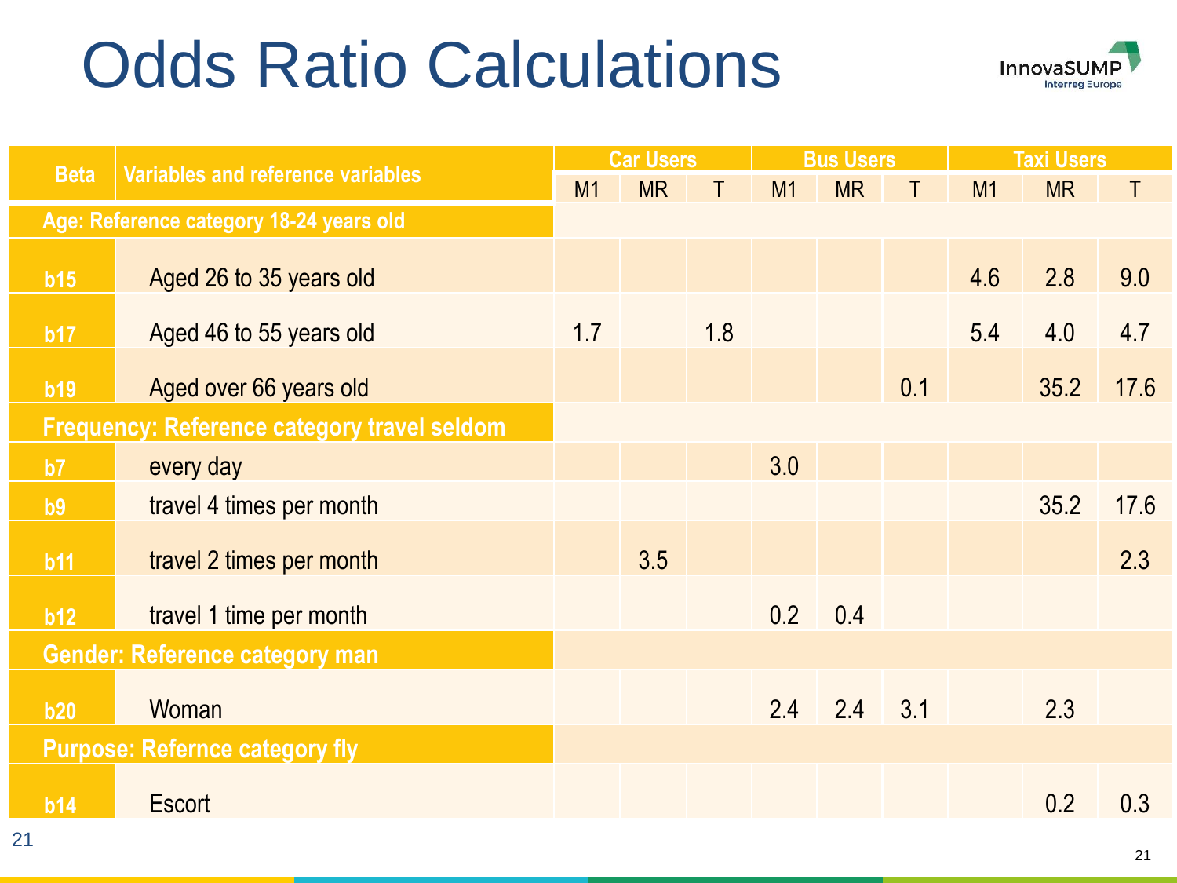# Odds Ratio Calculations

| Beta | Variables and reference variables | Car Users | | | Bus Users | | | Taxi Users | | |
|---|---|---|---|---|---|---|---|---|---|---|
| | | M1 | MR | T | M1 | MR | T | M1 | MR | T |
| Age: Reference category 18-24 years old | | | | | | | | | | |
| b15 | Aged 26 to 35 years old | | | | | | | 4.6 | 2.8 | 9.0 |
| b17 | Aged 46 to 55 years old | 1.7 | | 1.8 | | | | 5.4 | 4.0 | 4.7 |
| b19 | Aged over 66 years old | | | | | | 0.1 | | 35.2 | 17.6 |
| Frequency: Reference category travel seldom | | | | | | | | | | |
| b7 | every day | | | | 3.0 | | | | | |
| b9 | travel 4 times per month | | | | | | | | 35.2 | 17.6 |
| b11 | travel 2 times per month | | 3.5 | | | | | | | 2.3 |
| b12 | travel 1 time per month | | | | 0.2 | 0.4 | | | | |
| Gender: Reference category man | | | | | | | | | | |
| b20 | Woman | | | | 2.4 | 2.4 | 3.1 | | 2.3 | |
| Purpose: Refernce category fly | | | | | | | | | | |
| b14 | Escort | | | | | | | | 0.2 | 0.3 |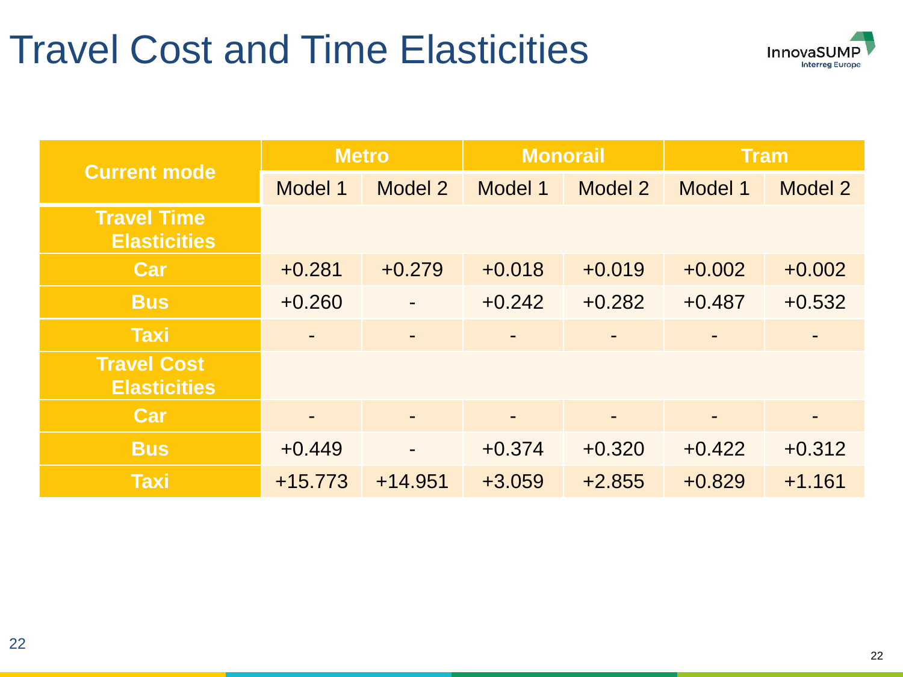# Travel Cost and Time Elasticities

| Current mode | Metro | | Monorail | | Tram | |
|---|---|---|---|---|---|---|
| | Model 1 | Model 2 | Model 1 | Model 2 | Model 1 | Model 2 |
| **Travel Time Elasticities** | | | | | | |
| **Car** | +0.281 | +0.279 | +0.018 | +0.019 | +0.002 | +0.002 |
| **Bus** | +0.260 | - | +0.242 | +0.282 | +0.487 | +0.532 |
| **Taxi** | - | - | - | - | - | - |
| **Travel Cost Elasticities** | | | | | | |
| **Car** | - | - | - | - | - | - |
| **Bus** | +0.449 | - | +0.374 | +0.320 | +0.422 | +0.312 |
| **Taxi** | +15.773 | +14.951 | +3.059 | +2.855 | +0.829 | +1.161 |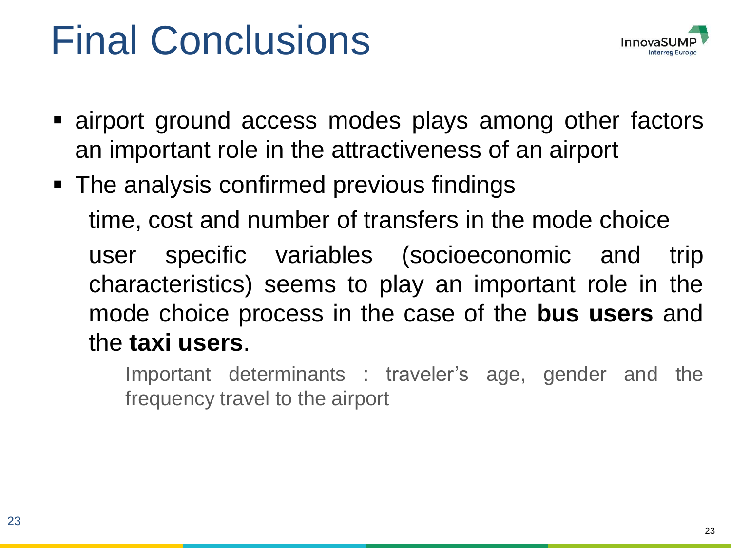# Final Conclusions

- airport ground access modes plays among other factors an important role in the attractiveness of an airport
- The analysis confirmed previous findings

  time, cost and number of transfers in the mode choice

  user specific variables (socioeconomic and trip characteristics) seems to play an important role in the mode choice process in the case of the **bus users** and the **taxi users**.

  Important determinants : traveler's age, gender and the frequency travel to the airport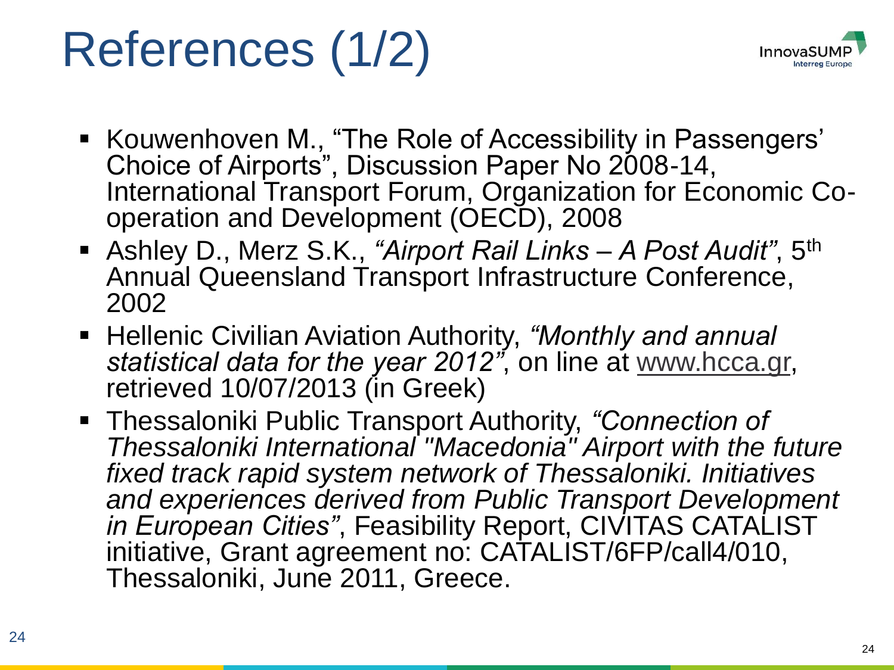# References (1/2)

- Kouwenhoven M., "The Role of Accessibility in Passengers' Choice of Airports", Discussion Paper No 2008-14, International Transport Forum, Organization for Economic Co-operation and Development (OECD), 2008
- Ashley D., Merz S.K., *"Airport Rail Links – A Post Audit"*, 5th Annual Queensland Transport Infrastructure Conference, 2002
- Hellenic Civilian Aviation Authority, *"Monthly and annual statistical data for the year 2012"*, on line at www.hcca.gr, retrieved 10/07/2013 (in Greek)
- Thessaloniki Public Transport Authority, *"Connection of Thessaloniki International "Macedonia" Airport with the future fixed track rapid system network of Thessaloniki. Initiatives and experiences derived from Public Transport Development in European Cities"*, Feasibility Report, CIVITAS CATALIST initiative, Grant agreement no: CATALIST/6FP/call4/010, Thessaloniki, June 2011, Greece.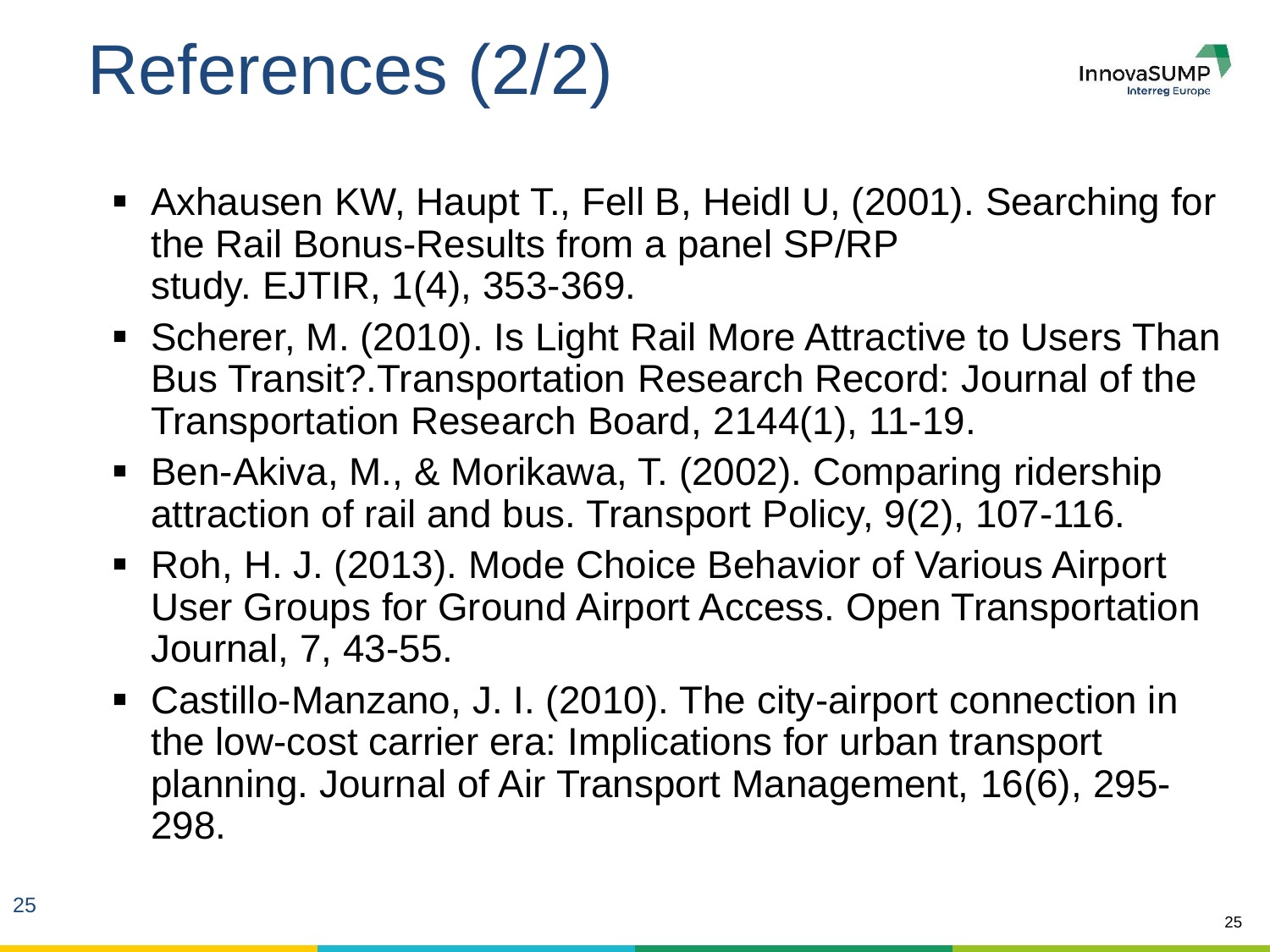# References (2/2)

- Axhausen KW, Haupt T., Fell B, Heidl U, (2001). Searching for the Rail Bonus-Results from a panel SP/RP study. EJTIR, 1(4), 353-369.
- Scherer, M. (2010). Is Light Rail More Attractive to Users Than Bus Transit?.Transportation Research Record: Journal of the Transportation Research Board, 2144(1), 11-19.
- Ben-Akiva, M., & Morikawa, T. (2002). Comparing ridership attraction of rail and bus. Transport Policy, 9(2), 107-116.
- Roh, H. J. (2013). Mode Choice Behavior of Various Airport User Groups for Ground Airport Access. Open Transportation Journal, 7, 43-55.
- Castillo-Manzano, J. I. (2010). The city-airport connection in the low-cost carrier era: Implications for urban transport planning. Journal of Air Transport Management, 16(6), 295-298.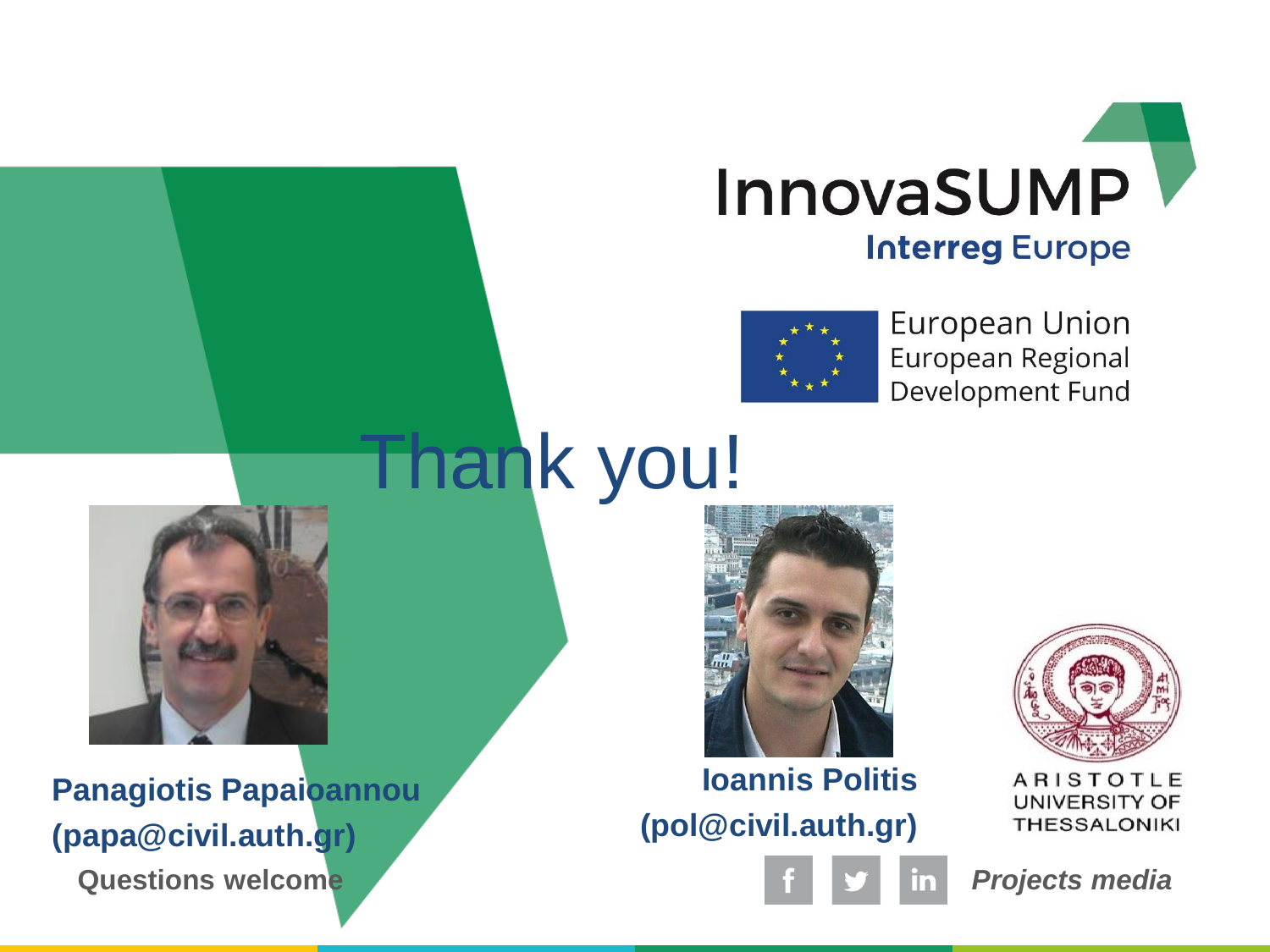InnovaSUMP

Interreg Europe

European Union
European Regional Development Fund

# Thank you!

**Panagiotis Papaioannou**
**(papa@civil.auth.gr)**

**Questions welcome**

**Ioannis Politis**
**(pol@civil.auth.gr)**

ARISTOTLE UNIVERSITY OF THESSALONIKI

***Projects media***